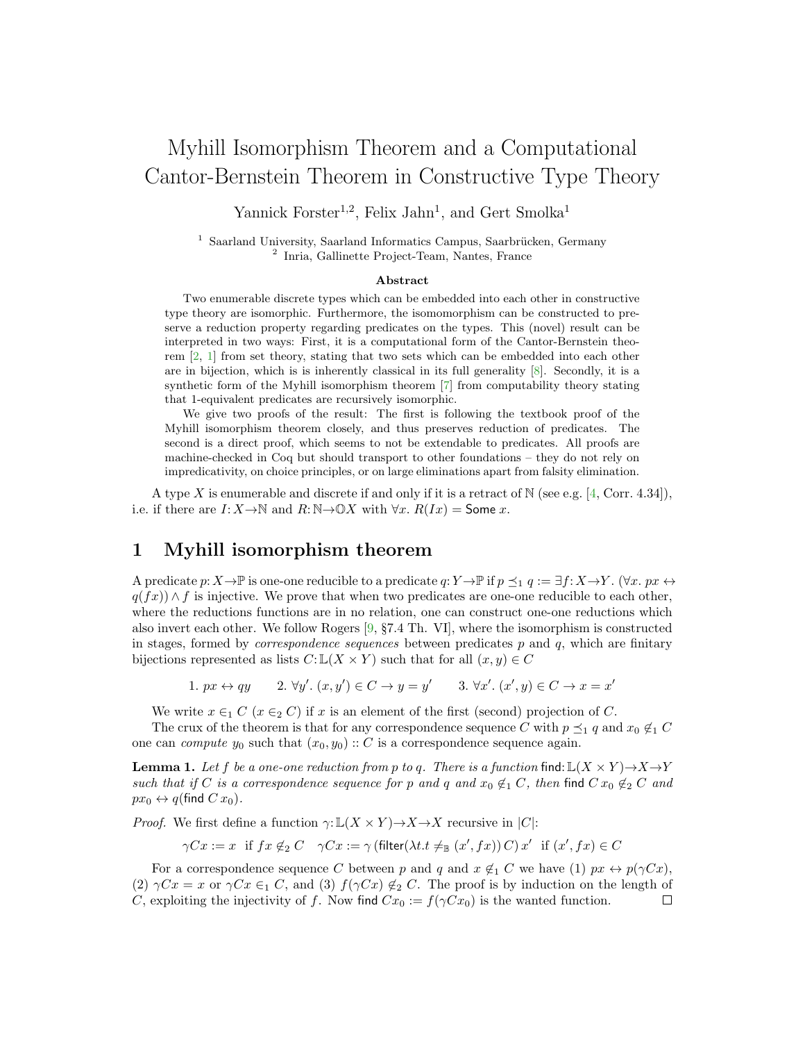# Myhill Isomorphism Theorem and a Computational Cantor-Bernstein Theorem in Constructive Type Theory

Yannick Forster[1,2], Felix Jahn[1], and Gert Smolka[1]

[1] Saarland University, Saarland Informatics Campus, Saarbrücken, Germany
[2] Inria, Gallinette Project-Team, Nantes, France

### Abstract

Two enumerable discrete types which can be embedded into each other in constructive type theory are isomorphic. Furthermore, the isomorphism can be constructed to preserve a reduction property regarding predicates on the types. This (novel) result can be interpreted in two ways: First, it is a computational form of the Cantor-Bernstein theorem [2, 1] from set theory, stating that two sets which can be embedded into each other are in bijection, which is is inherently classical in its full generality [8]. Secondly, it is a synthetic form of the Myhill isomorphism theorem [7] from computability theory stating that 1-equivalent predicates are recursively isomorphic.

We give two proofs of the result: The first is following the textbook proof of the Myhill isomorphism theorem closely, and thus preserves reduction of predicates. The second is a direct proof, which seems to not be extendable to predicates. All proofs are machine-checked in Coq but should transport to other foundations – they do not rely on impredicativity, on choice principles, or on large eliminations apart from falsity elimination.

A type $X$ is enumerable and discrete if and only if it is a retract of $\mathbb{N}$ (see e.g. [4, Corr. 4.34]), i.e. if there are $I\colon X\to\mathbb{N}$ and $R\colon \mathbb{N}\to\mathbb{O}X$ with $\forall x.\ R(Ix) = \mathsf{Some}\ x$.

## 1 Myhill isomorphism theorem

A predicate $p\colon X\to\mathbb{P}$ is one-one reducible to a predicate $q\colon Y\to\mathbb{P}$ if $p \preceq_1 q := \exists f\colon X\to Y.\ (\forall x.\ px \leftrightarrow q(fx)) \land f$ is injective. We prove that when two predicates are one-one reducible to each other, where the reductions functions are in no relation, one can construct one-one reductions which also invert each other. We follow Rogers [9, §7.4 Th. VI], where the isomorphism is constructed in stages, formed by *correspondence sequences* between predicates $p$ and $q$, which are finitary bijections represented as lists $C\colon \mathbb{L}(X \times Y)$ such that for all $(x, y) \in C$

$$1.\ px \leftrightarrow qy \qquad 2.\ \forall y'.\ (x, y') \in C \to y = y' \qquad 3.\ \forall x'.\ (x', y) \in C \to x = x'$$

We write $x \in_1 C$ ($x \in_2 C$) if $x$ is an element of the first (second) projection of $C$.

The crux of the theorem is that for any correspondence sequence $C$ with $p \preceq_1 q$ and $x_0 \notin_1 C$ one can *compute* $y_0$ such that $(x_0, y_0) :: C$ is a correspondence sequence again.

**Lemma 1.** *Let $f$ be a one-one reduction from $p$ to $q$. There is a function $\mathsf{find}\colon \mathbb{L}(X \times Y)\to X\to Y$ such that if $C$ is a correspondence sequence for $p$ and $q$ and $x_0 \notin_1 C$, then $\mathsf{find}\, C\, x_0 \notin_2 C$ and $px_0 \leftrightarrow q(\mathsf{find}\, C\, x_0)$.*

*Proof.* We first define a function $\gamma\colon \mathbb{L}(X \times Y)\to X\to X$ recursive in $|C|$:

$$\gamma C x := x \ \text{ if } fx \notin_2 C \quad \gamma C x := \gamma\, (\mathsf{filter}(\lambda t. t \neq_{\mathbb{B}} (x', fx))\, C)\, x' \ \text{ if } (x', fx) \in C$$

For a correspondence sequence $C$ between $p$ and $q$ and $x \notin_1 C$ we have (1) $px \leftrightarrow p(\gamma C x)$, (2) $\gamma C x = x$ or $\gamma C x \in_1 C$, and (3) $f(\gamma C x) \notin_2 C$. The proof is by induction on the length of $C$, exploiting the injectivity of $f$. Now $\mathsf{find}\, C x_0 := f(\gamma C x_0)$ is the wanted function. ◻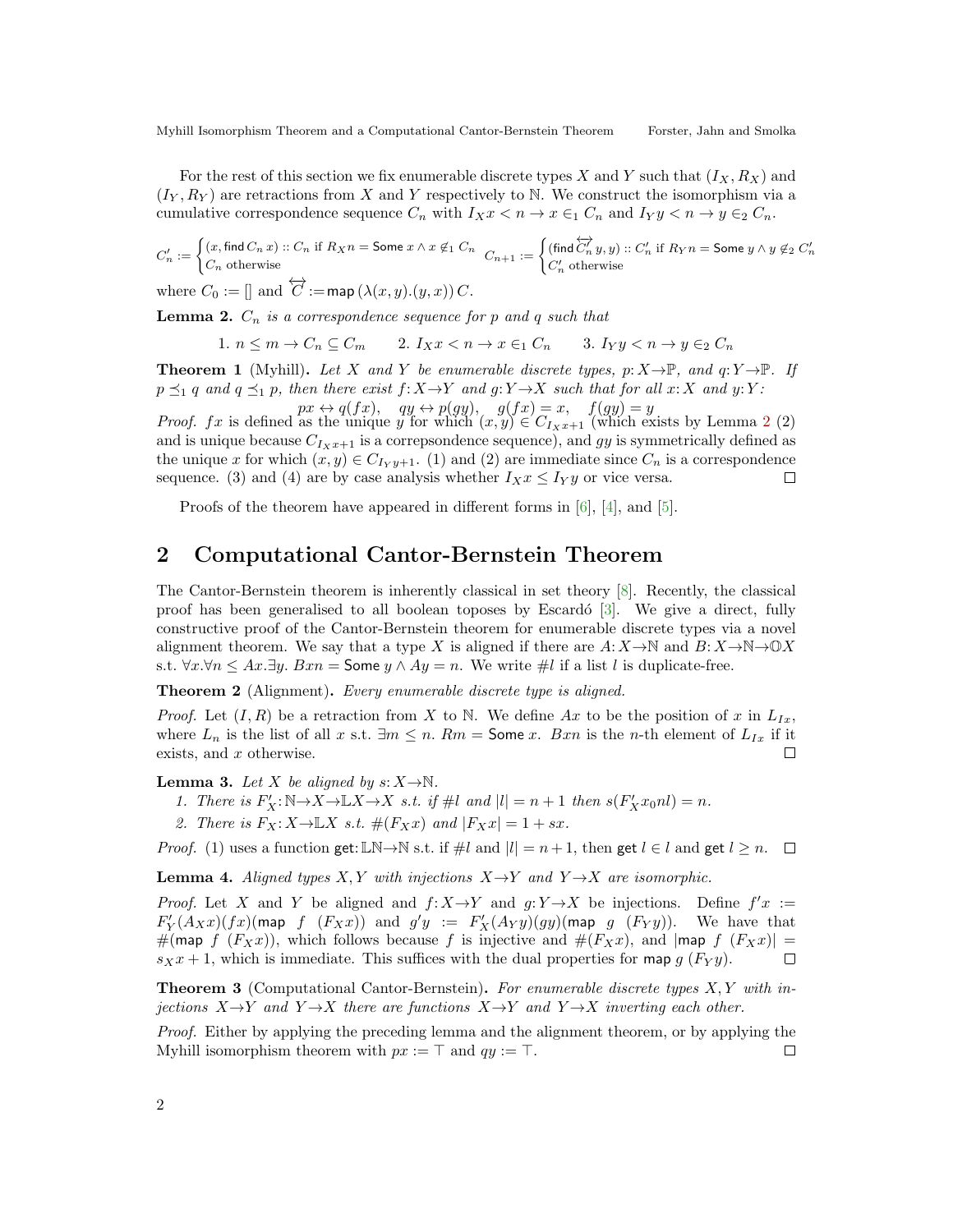For the rest of this section we fix enumerable discrete types $X$ and $Y$ such that $(I_X, R_X)$ and $(I_Y, R_Y)$ are retractions from $X$ and $Y$ respectively to $\mathbb{N}$. We construct the isomorphism via a cumulative correspondence sequence $C_n$ with $I_X x < n \to x \in_1 C_n$ and $I_Y y < n \to y \in_2 C_n$.

$$C'_n := \begin{cases} (x, \mathsf{find}\, C_n\, x) :: C_n & \text{if } R_X n = \mathsf{Some}\, x \wedge x \notin_1 C_n \\ C_n & \text{otherwise} \end{cases} \qquad C_{n+1} := \begin{cases} (\mathsf{find}\, \overleftrightarrow{C'_n}\, y, y) :: C'_n & \text{if } R_Y n = \mathsf{Some}\, y \wedge y \notin_2 C'_n \\ C'_n & \text{otherwise} \end{cases}$$

where $C_0 := []$ and $\overleftrightarrow{C} := \mathsf{map}\, (\lambda(x, y).(y, x))\, C$.

**Lemma 2.** *$C_n$ is a correspondence sequence for $p$ and $q$ such that*

1. $n \le m \to C_n \subseteq C_m$
2. $I_X x < n \to x \in_1 C_n$
3. $I_Y y < n \to y \in_2 C_n$

**Theorem 1** (Myhill)**.** *Let $X$ and $Y$ be enumerable discrete types, $p{:}\, X \to \mathbb{P}$, and $q{:}\, Y \to \mathbb{P}$. If $p \preceq_1 q$ and $q \preceq_1 p$, then there exist $f{:}\, X \to Y$ and $g{:}\, Y \to X$ such that for all $x{:}\, X$ and $y{:}\, Y$:*

$$px \leftrightarrow q(fx), \quad qy \leftrightarrow p(gy), \quad g(fx) = x, \quad f(gy) = y$$

*Proof.* $fx$ is defined as the unique $y$ for which $(x, y) \in C_{I_X x+1}$ (which exists by Lemma 2 (2) and is unique because $C_{I_X x+1}$ is a correpsondence sequence), and $gy$ is symmetrically defined as the unique $x$ for which $(x, y) \in C_{I_Y y+1}$. (1) and (2) are immediate since $C_n$ is a correspondence sequence. (3) and (4) are by case analysis whether $I_X x \le I_Y y$ or vice versa. □

Proofs of the theorem have appeared in different forms in [6], [4], and [5].

## 2 Computational Cantor-Bernstein Theorem

The Cantor-Bernstein theorem is inherently classical in set theory [8]. Recently, the classical proof has been generalised to all boolean toposes by Escardó [3]. We give a direct, fully constructive proof of the Cantor-Bernstein theorem for enumerable discrete types via a novel alignment theorem. We say that a type $X$ is aligned if there are $A{:}\, X \to \mathbb{N}$ and $B{:}\, X \to \mathbb{N} \to \mathbb{O}X$ s.t. $\forall x. \forall n \le Ax. \exists y.\ Bxn = \mathsf{Some}\, y \wedge Ay = n$. We write $\#l$ if a list $l$ is duplicate-free.

**Theorem 2** (Alignment)**.** *Every enumerable discrete type is aligned.*

*Proof.* Let $(I, R)$ be a retraction from $X$ to $\mathbb{N}$. We define $Ax$ to be the position of $x$ in $L_{Ix}$, where $L_n$ is the list of all $x$ s.t. $\exists m \le n.\ Rm = \mathsf{Some}\, x$. $Bxn$ is the $n$-th element of $L_{Ix}$ if it exists, and $x$ otherwise. □

**Lemma 3.** *Let $X$ be aligned by $s{:}\, X \to \mathbb{N}$.*

1. *There is $F'_X{:}\, \mathbb{N} \to X \to \mathbb{L}X \to X$ s.t. if $\#l$ and $|l| = n + 1$ then $s(F'_X x_0 n l) = n$.*
2. *There is $F_X{:}\, X \to \mathbb{L}X$ s.t. $\#(F_X x)$ and $|F_X x| = 1 + sx$.*

*Proof.* (1) uses a function $\mathsf{get}{:}\, \mathbb{L}\mathbb{N} \to \mathbb{N}$ s.t. if $\#l$ and $|l| = n + 1$, then $\mathsf{get}\, l \in l$ and $\mathsf{get}\, l \ge n$. □

**Lemma 4.** *Aligned types $X, Y$ with injections $X \to Y$ and $Y \to X$ are isomorphic.*

*Proof.* Let $X$ and $Y$ be aligned and $f{:}\, X \to Y$ and $g{:}\, Y \to X$ be injections. Define $f'x := F'_Y(A_X x)(fx)(\mathsf{map}\ f\ (F_X x))$ and $g'y := F'_X(A_Y y)(gy)(\mathsf{map}\ g\ (F_Y y))$. We have that $\#(\mathsf{map}\ f\ (F_X x))$, which follows because $f$ is injective and $\#(F_X x)$, and $|\mathsf{map}\ f\ (F_X x)| = s_X x + 1$, which is immediate. This suffices with the dual properties for $\mathsf{map}\ g\ (F_Y y)$. □

**Theorem 3** (Computational Cantor-Bernstein)**.** *For enumerable discrete types $X, Y$ with injections $X \to Y$ and $Y \to X$ there are functions $X \to Y$ and $Y \to X$ inverting each other.*

*Proof.* Either by applying the preceding lemma and the alignment theorem, or by applying the Myhill isomorphism theorem with $px := \top$ and $qy := \top$. □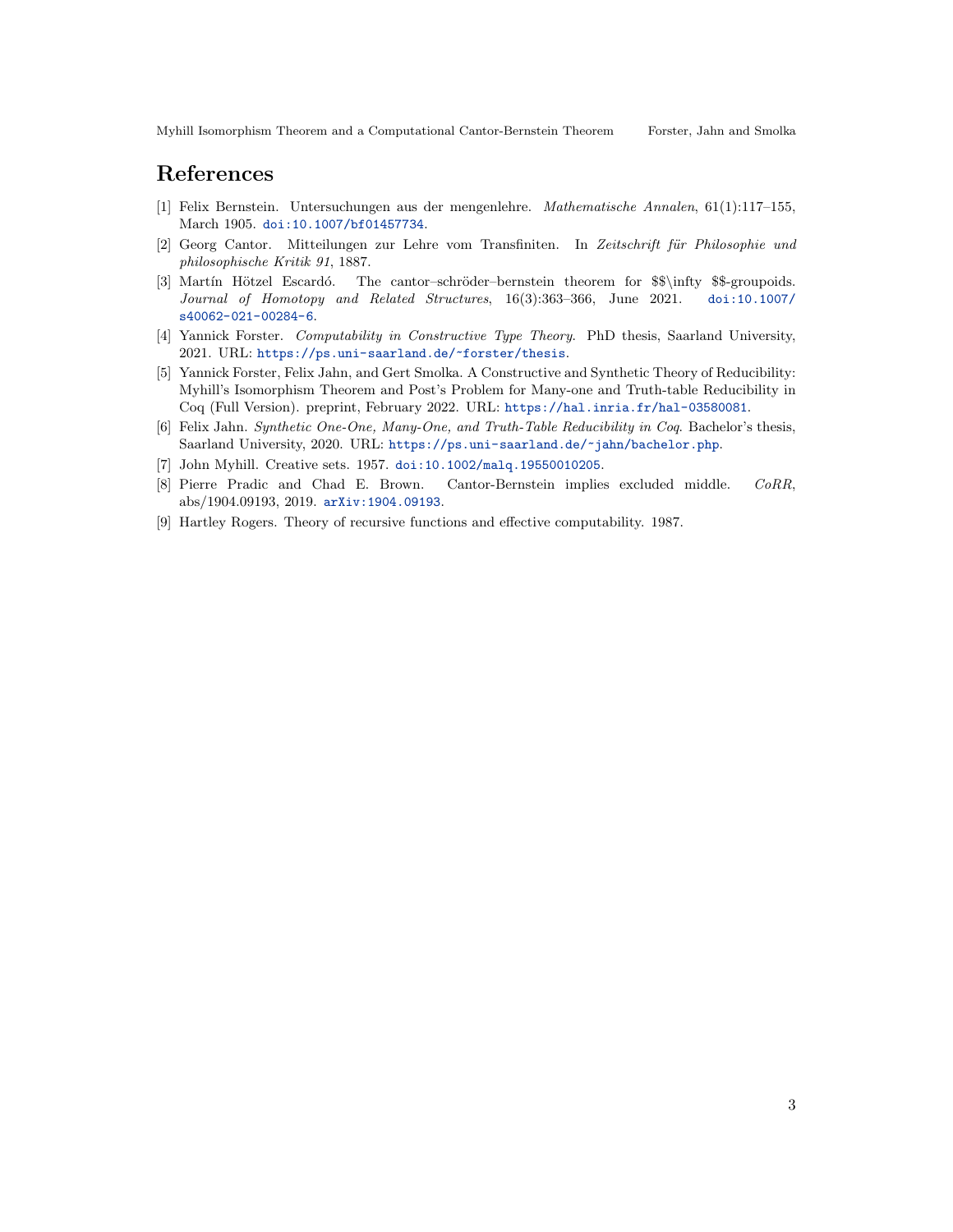# References

[1] Felix Bernstein. Untersuchungen aus der mengenlehre. *Mathematische Annalen*, 61(1):117–155, March 1905. doi:10.1007/bf01457734.

[2] Georg Cantor. Mitteilungen zur Lehre vom Transfiniten. In *Zeitschrift für Philosophie und philosophische Kritik 91*, 1887.

[3] Martín Hötzel Escardó. The cantor–schröder–bernstein theorem for $$\infty $$-groupoids. *Journal of Homotopy and Related Structures*, 16(3):363–366, June 2021. doi:10.1007/s40062-021-00284-6.

[4] Yannick Forster. *Computability in Constructive Type Theory*. PhD thesis, Saarland University, 2021. URL: https://ps.uni-saarland.de/~forster/thesis.

[5] Yannick Forster, Felix Jahn, and Gert Smolka. A Constructive and Synthetic Theory of Reducibility: Myhill's Isomorphism Theorem and Post's Problem for Many-one and Truth-table Reducibility in Coq (Full Version). preprint, February 2022. URL: https://hal.inria.fr/hal-03580081.

[6] Felix Jahn. *Synthetic One-One, Many-One, and Truth-Table Reducibility in Coq*. Bachelor's thesis, Saarland University, 2020. URL: https://ps.uni-saarland.de/~jahn/bachelor.php.

[7] John Myhill. Creative sets. 1957. doi:10.1002/malq.19550010205.

[8] Pierre Pradic and Chad E. Brown. Cantor-Bernstein implies excluded middle. *CoRR*, abs/1904.09193, 2019. arXiv:1904.09193.

[9] Hartley Rogers. Theory of recursive functions and effective computability. 1987.